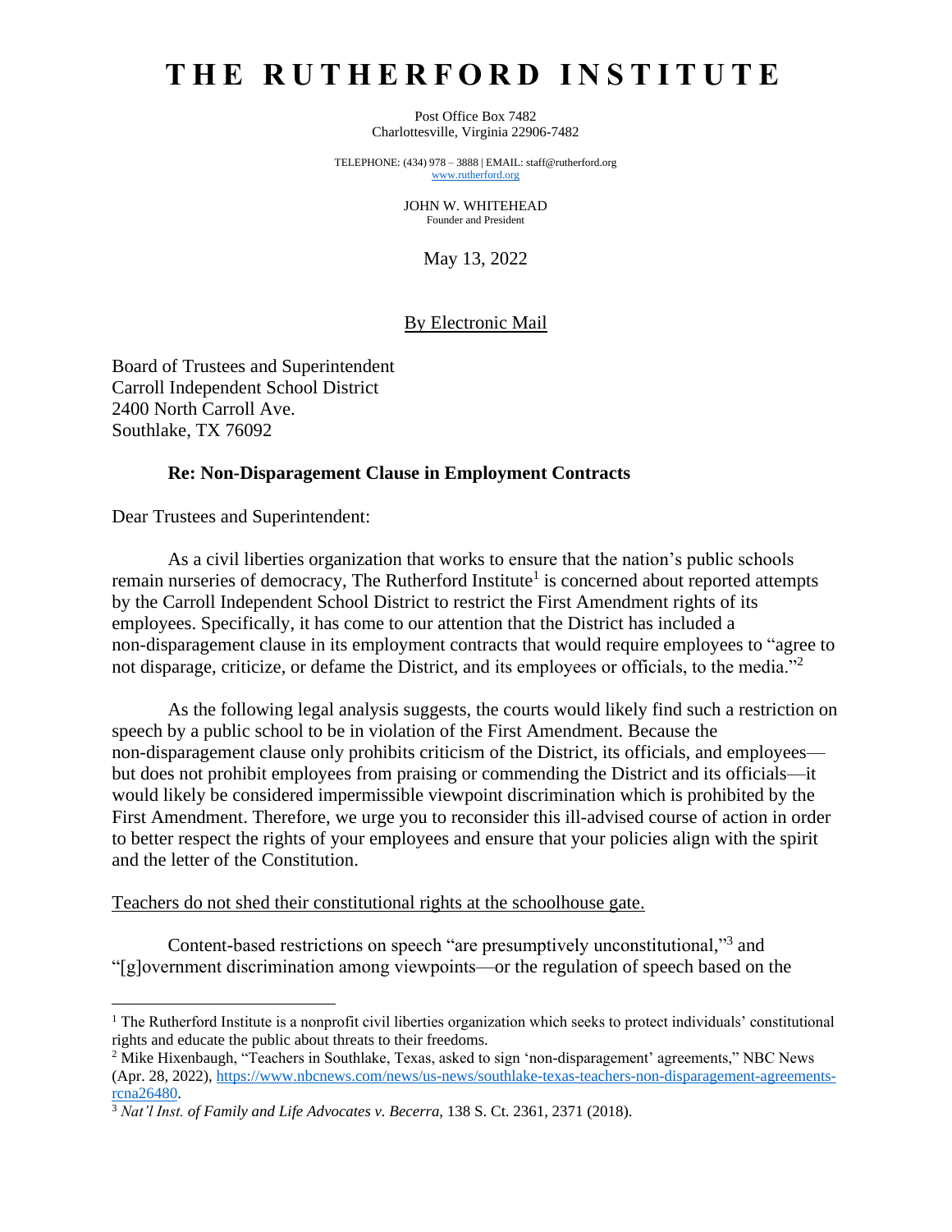# THE RUTHERFORD INSTITUTE

Post Office Box 7482
Charlottesville, Virginia 22906-7482

TELEPHONE: (434) 978 – 3888 | EMAIL: staff@rutherford.org
www.rutherford.org

JOHN W. WHITEHEAD
Founder and President

May 13, 2022

By Electronic Mail

Board of Trustees and Superintendent
Carroll Independent School District
2400 North Carroll Ave.
Southlake, TX 76092

**Re: Non-Disparagement Clause in Employment Contracts**

Dear Trustees and Superintendent:

As a civil liberties organization that works to ensure that the nation's public schools remain nurseries of democracy, The Rutherford Institute[1] is concerned about reported attempts by the Carroll Independent School District to restrict the First Amendment rights of its employees. Specifically, it has come to our attention that the District has included a non-disparagement clause in its employment contracts that would require employees to "agree to not disparage, criticize, or defame the District, and its employees or officials, to the media."[2]

As the following legal analysis suggests, the courts would likely find such a restriction on speech by a public school to be in violation of the First Amendment. Because the non-disparagement clause only prohibits criticism of the District, its officials, and employees—but does not prohibit employees from praising or commending the District and its officials—it would likely be considered impermissible viewpoint discrimination which is prohibited by the First Amendment. Therefore, we urge you to reconsider this ill-advised course of action in order to better respect the rights of your employees and ensure that your policies align with the spirit and the letter of the Constitution.

Teachers do not shed their constitutional rights at the schoolhouse gate.

Content-based restrictions on speech "are presumptively unconstitutional,"[3] and "[g]overnment discrimination among viewpoints—or the regulation of speech based on the

---

[1] The Rutherford Institute is a nonprofit civil liberties organization which seeks to protect individuals' constitutional rights and educate the public about threats to their freedoms.

[2] Mike Hixenbaugh, "Teachers in Southlake, Texas, asked to sign 'non-disparagement' agreements," NBC News (Apr. 28, 2022), https://www.nbcnews.com/news/us-news/southlake-texas-teachers-non-disparagement-agreements-rcna26480.

[3] *Nat'l Inst. of Family and Life Advocates v. Becerra*, 138 S. Ct. 2361, 2371 (2018).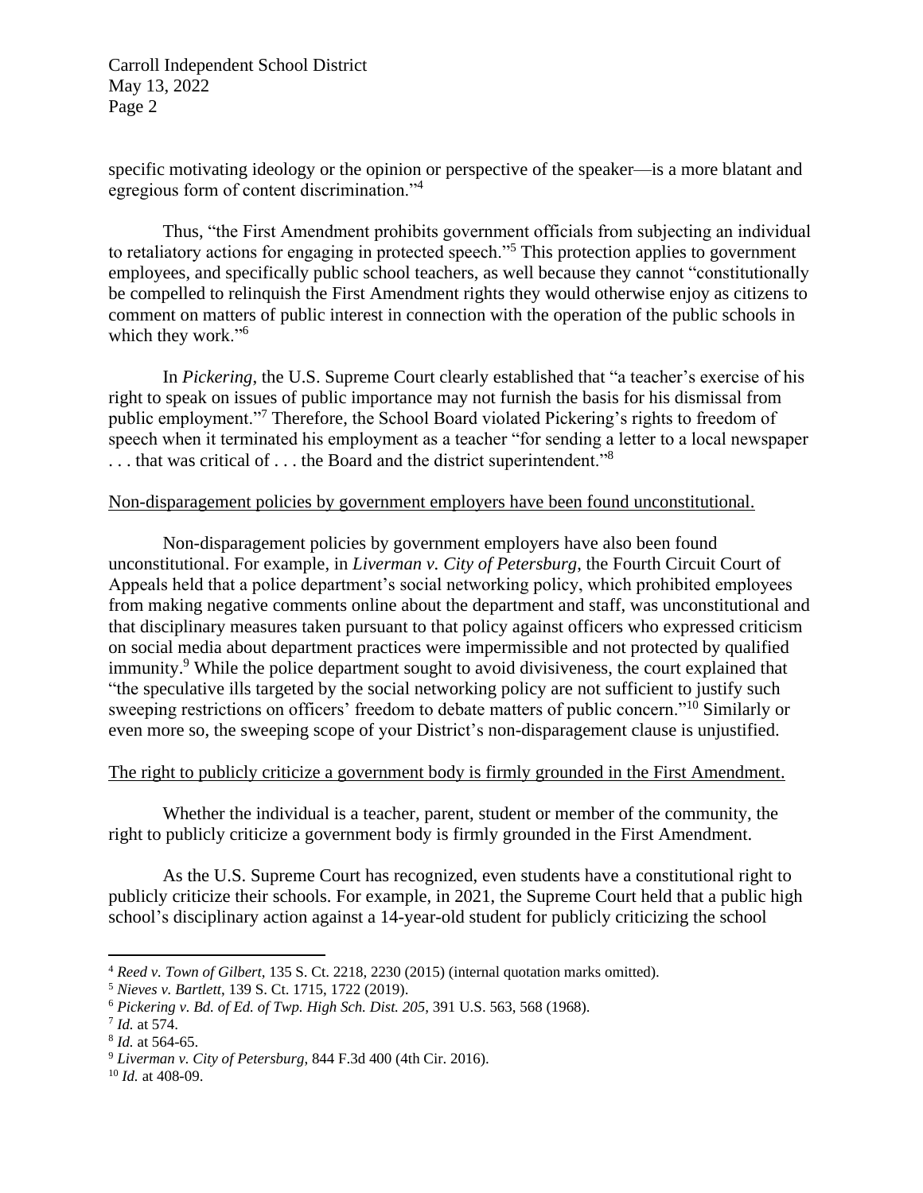specific motivating ideology or the opinion or perspective of the speaker—is a more blatant and egregious form of content discrimination."[4]

Thus, "the First Amendment prohibits government officials from subjecting an individual to retaliatory actions for engaging in protected speech."[5] This protection applies to government employees, and specifically public school teachers, as well because they cannot "constitutionally be compelled to relinquish the First Amendment rights they would otherwise enjoy as citizens to comment on matters of public interest in connection with the operation of the public schools in which they work."[6]

In *Pickering*, the U.S. Supreme Court clearly established that "a teacher's exercise of his right to speak on issues of public importance may not furnish the basis for his dismissal from public employment."[7] Therefore, the School Board violated Pickering's rights to freedom of speech when it terminated his employment as a teacher "for sending a letter to a local newspaper . . . that was critical of . . . the Board and the district superintendent."[8]

<u>Non-disparagement policies by government employers have been found unconstitutional.</u>

Non-disparagement policies by government employers have also been found unconstitutional. For example, in *Liverman v. City of Petersburg*, the Fourth Circuit Court of Appeals held that a police department's social networking policy, which prohibited employees from making negative comments online about the department and staff, was unconstitutional and that disciplinary measures taken pursuant to that policy against officers who expressed criticism on social media about department practices were impermissible and not protected by qualified immunity.[9] While the police department sought to avoid divisiveness, the court explained that "the speculative ills targeted by the social networking policy are not sufficient to justify such sweeping restrictions on officers' freedom to debate matters of public concern."[10] Similarly or even more so, the sweeping scope of your District's non-disparagement clause is unjustified.

<u>The right to publicly criticize a government body is firmly grounded in the First Amendment.</u>

Whether the individual is a teacher, parent, student or member of the community, the right to publicly criticize a government body is firmly grounded in the First Amendment.

As the U.S. Supreme Court has recognized, even students have a constitutional right to publicly criticize their schools. For example, in 2021, the Supreme Court held that a public high school's disciplinary action against a 14-year-old student for publicly criticizing the school

---

[4] *Reed v. Town of Gilbert*, 135 S. Ct. 2218, 2230 (2015) (internal quotation marks omitted).

[5] *Nieves v. Bartlett*, 139 S. Ct. 1715, 1722 (2019).

[6] *Pickering v. Bd. of Ed. of Twp. High Sch. Dist. 205*, 391 U.S. 563, 568 (1968).

[7] *Id.* at 574.

[8] *Id.* at 564-65.

[9] *Liverman v. City of Petersburg*, 844 F.3d 400 (4th Cir. 2016).

[10] *Id.* at 408-09.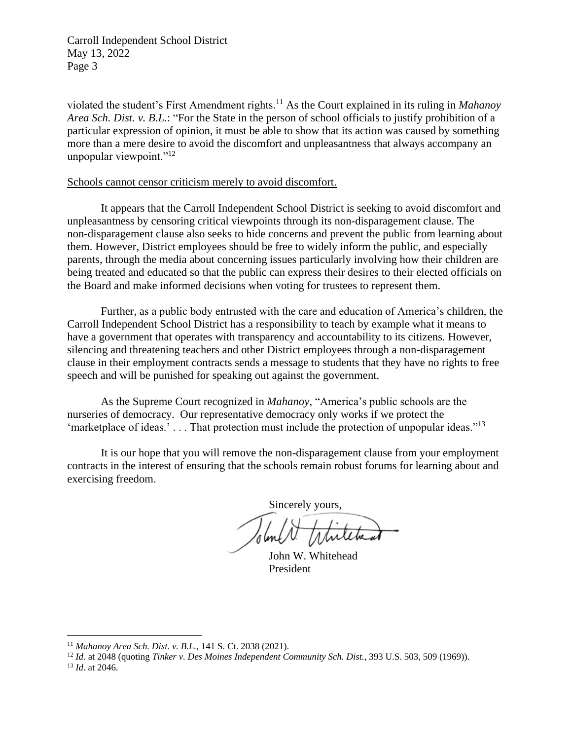violated the student's First Amendment rights.[11] As the Court explained in its ruling in *Mahanoy Area Sch. Dist. v. B.L.*: "For the State in the person of school officials to justify prohibition of a particular expression of opinion, it must be able to show that its action was caused by something more than a mere desire to avoid the discomfort and unpleasantness that always accompany an unpopular viewpoint."[12]

<u>Schools cannot censor criticism merely to avoid discomfort.</u>

It appears that the Carroll Independent School District is seeking to avoid discomfort and unpleasantness by censoring critical viewpoints through its non-disparagement clause. The non-disparagement clause also seeks to hide concerns and prevent the public from learning about them. However, District employees should be free to widely inform the public, and especially parents, through the media about concerning issues particularly involving how their children are being treated and educated so that the public can express their desires to their elected officials on the Board and make informed decisions when voting for trustees to represent them.

Further, as a public body entrusted with the care and education of America's children, the Carroll Independent School District has a responsibility to teach by example what it means to have a government that operates with transparency and accountability to its citizens. However, silencing and threatening teachers and other District employees through a non-disparagement clause in their employment contracts sends a message to students that they have no rights to free speech and will be punished for speaking out against the government.

As the Supreme Court recognized in *Mahanoy*, "America's public schools are the nurseries of democracy. Our representative democracy only works if we protect the 'marketplace of ideas.' . . . That protection must include the protection of unpopular ideas."[13]

It is our hope that you will remove the non-disparagement clause from your employment contracts in the interest of ensuring that the schools remain robust forums for learning about and exercising freedom.

Sincerely yours,

John W. Whitehead
President

---

[11] *Mahanoy Area Sch. Dist. v. B.L.*, 141 S. Ct. 2038 (2021).

[12] *Id.* at 2048 (quoting *Tinker v. Des Moines Independent Community Sch. Dist.*, 393 U.S. 503, 509 (1969)).

[13] *Id*. at 2046.